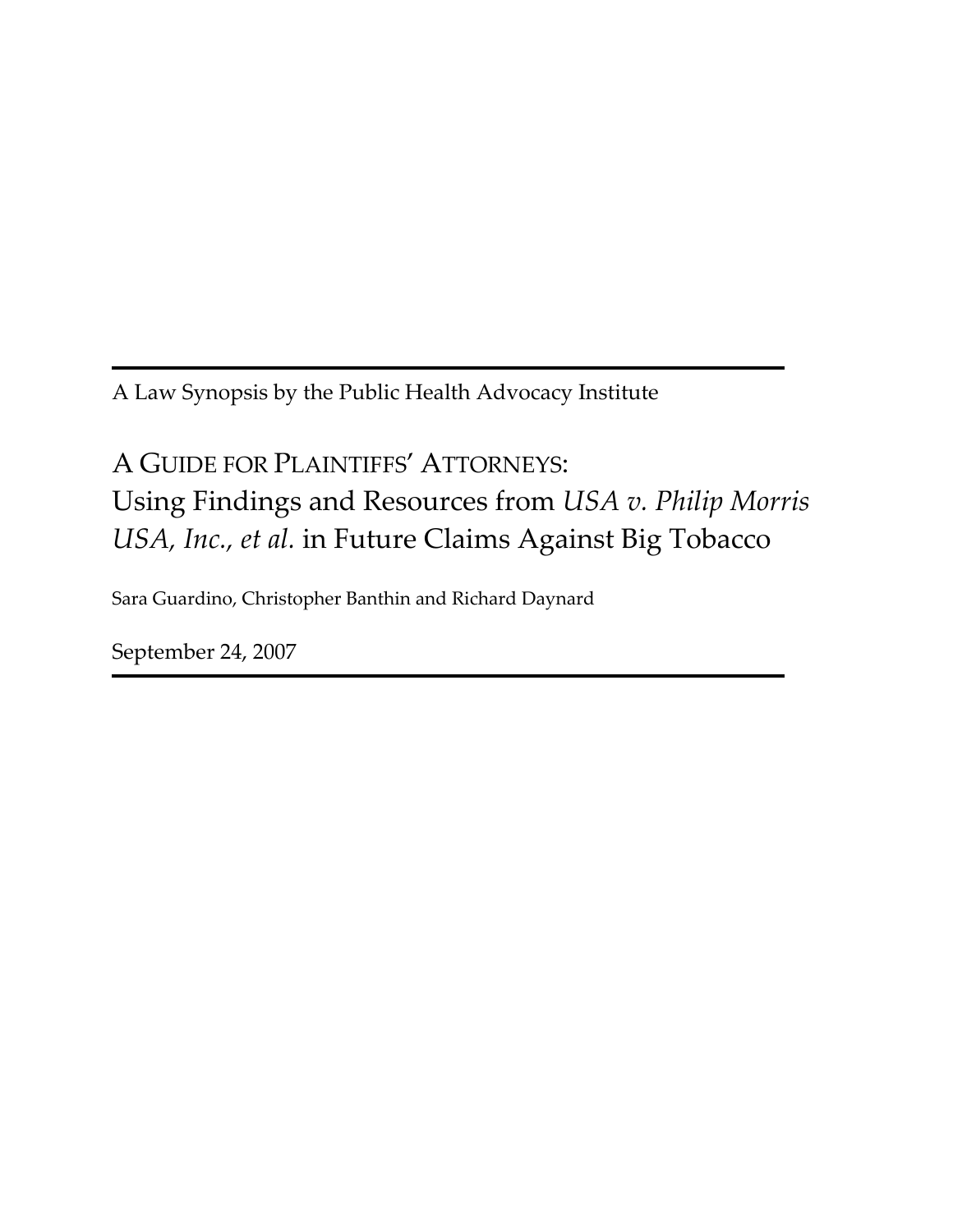A Law Synopsis by the Public Health Advocacy Institute

# A GUIDE FOR PLAINTIFFS' ATTORNEYS: Using Findings and Resources from *USA v. Philip Morris USA, Inc., et al.* in Future Claims Against Big Tobacco

Sara Guardino, Christopher Banthin and Richard Daynard

September 24, 2007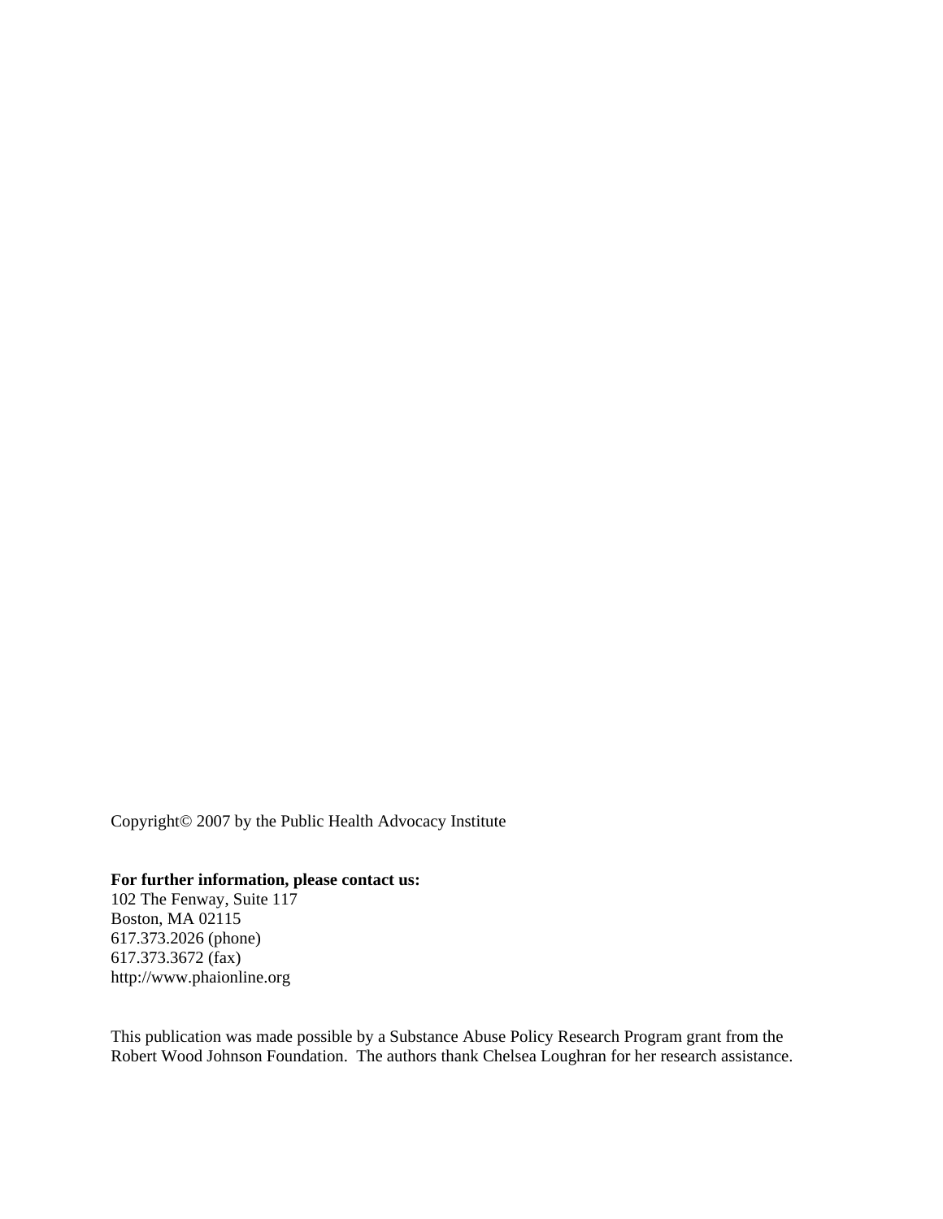Copyright© 2007 by the Public Health Advocacy Institute

**For further information, please contact us:**
102 The Fenway, Suite 117
Boston, MA 02115
617.373.2026 (phone)
617.373.3672 (fax)
http://www.phaionline.org

This publication was made possible by a Substance Abuse Policy Research Program grant from the Robert Wood Johnson Foundation. The authors thank Chelsea Loughran for her research assistance.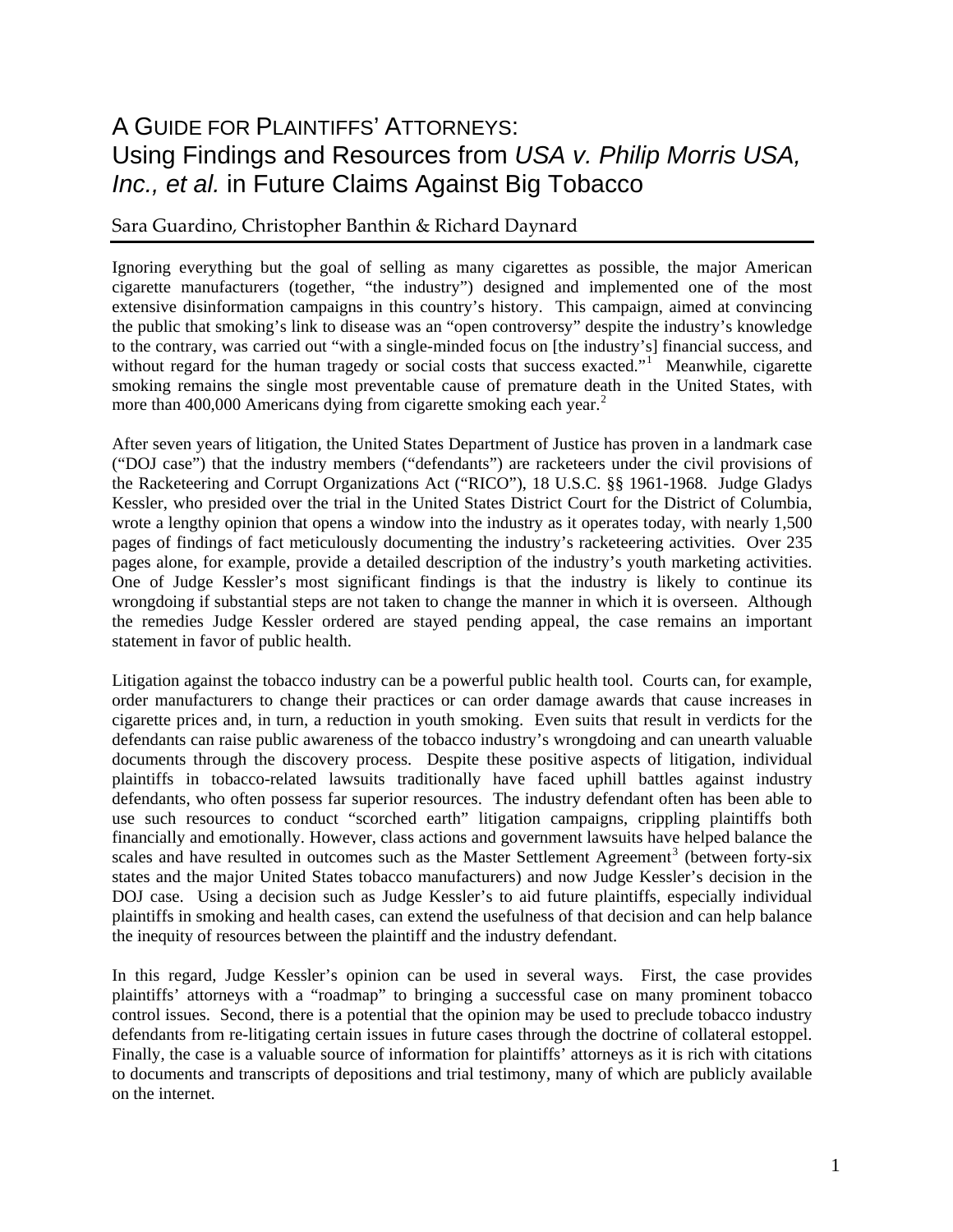# A GUIDE FOR PLAINTIFFS' ATTORNEYS: Using Findings and Resources from *USA v. Philip Morris USA, Inc., et al.* in Future Claims Against Big Tobacco

Sara Guardino, Christopher Banthin & Richard Daynard

Ignoring everything but the goal of selling as many cigarettes as possible, the major American cigarette manufacturers (together, "the industry") designed and implemented one of the most extensive disinformation campaigns in this country's history. This campaign, aimed at convincing the public that smoking's link to disease was an "open controversy" despite the industry's knowledge to the contrary, was carried out "with a single-minded focus on [the industry's] financial success, and without regard for the human tragedy or social costs that success exacted."[1] Meanwhile, cigarette smoking remains the single most preventable cause of premature death in the United States, with more than 400,000 Americans dying from cigarette smoking each year.[2]

After seven years of litigation, the United States Department of Justice has proven in a landmark case ("DOJ case") that the industry members ("defendants") are racketeers under the civil provisions of the Racketeering and Corrupt Organizations Act ("RICO"), 18 U.S.C. §§ 1961-1968. Judge Gladys Kessler, who presided over the trial in the United States District Court for the District of Columbia, wrote a lengthy opinion that opens a window into the industry as it operates today, with nearly 1,500 pages of findings of fact meticulously documenting the industry's racketeering activities. Over 235 pages alone, for example, provide a detailed description of the industry's youth marketing activities. One of Judge Kessler's most significant findings is that the industry is likely to continue its wrongdoing if substantial steps are not taken to change the manner in which it is overseen. Although the remedies Judge Kessler ordered are stayed pending appeal, the case remains an important statement in favor of public health.

Litigation against the tobacco industry can be a powerful public health tool. Courts can, for example, order manufacturers to change their practices or can order damage awards that cause increases in cigarette prices and, in turn, a reduction in youth smoking. Even suits that result in verdicts for the defendants can raise public awareness of the tobacco industry's wrongdoing and can unearth valuable documents through the discovery process. Despite these positive aspects of litigation, individual plaintiffs in tobacco-related lawsuits traditionally have faced uphill battles against industry defendants, who often possess far superior resources. The industry defendant often has been able to use such resources to conduct "scorched earth" litigation campaigns, crippling plaintiffs both financially and emotionally. However, class actions and government lawsuits have helped balance the scales and have resulted in outcomes such as the Master Settlement Agreement[3] (between forty-six states and the major United States tobacco manufacturers) and now Judge Kessler's decision in the DOJ case. Using a decision such as Judge Kessler's to aid future plaintiffs, especially individual plaintiffs in smoking and health cases, can extend the usefulness of that decision and can help balance the inequity of resources between the plaintiff and the industry defendant.

In this regard, Judge Kessler's opinion can be used in several ways. First, the case provides plaintiffs' attorneys with a "roadmap" to bringing a successful case on many prominent tobacco control issues. Second, there is a potential that the opinion may be used to preclude tobacco industry defendants from re-litigating certain issues in future cases through the doctrine of collateral estoppel. Finally, the case is a valuable source of information for plaintiffs' attorneys as it is rich with citations to documents and transcripts of depositions and trial testimony, many of which are publicly available on the internet.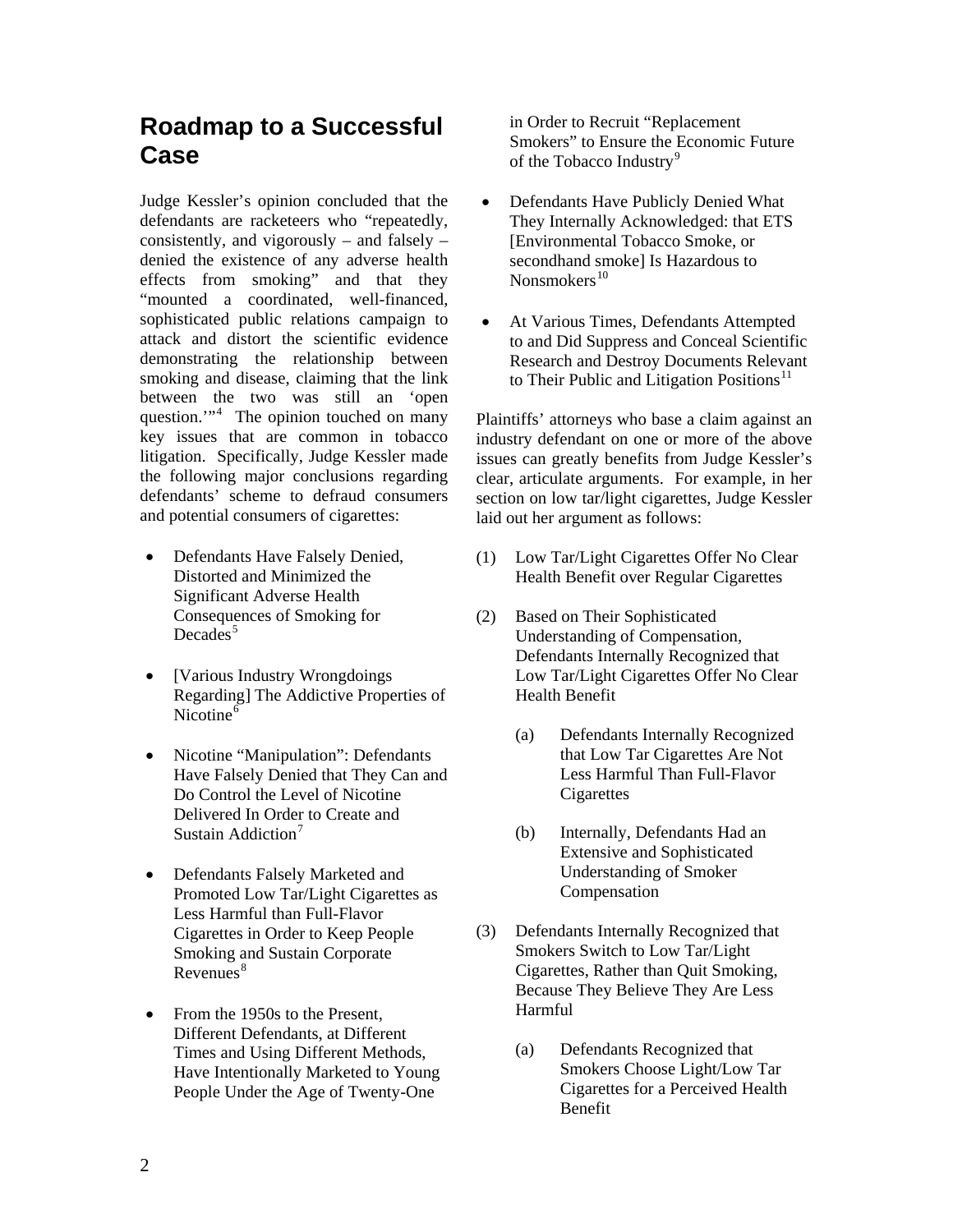## Roadmap to a Successful Case

Judge Kessler's opinion concluded that the defendants are racketeers who "repeatedly, consistently, and vigorously – and falsely – denied the existence of any adverse health effects from smoking" and that they "mounted a coordinated, well-financed, sophisticated public relations campaign to attack and distort the scientific evidence demonstrating the relationship between smoking and disease, claiming that the link between the two was still an 'open question.'"[4] The opinion touched on many key issues that are common in tobacco litigation. Specifically, Judge Kessler made the following major conclusions regarding defendants' scheme to defraud consumers and potential consumers of cigarettes:

- Defendants Have Falsely Denied, Distorted and Minimized the Significant Adverse Health Consequences of Smoking for Decades[5]
- [Various Industry Wrongdoings Regarding] The Addictive Properties of Nicotine[6]
- Nicotine "Manipulation": Defendants Have Falsely Denied that They Can and Do Control the Level of Nicotine Delivered In Order to Create and Sustain Addiction[7]
- Defendants Falsely Marketed and Promoted Low Tar/Light Cigarettes as Less Harmful than Full-Flavor Cigarettes in Order to Keep People Smoking and Sustain Corporate Revenues[8]
- From the 1950s to the Present, Different Defendants, at Different Times and Using Different Methods, Have Intentionally Marketed to Young People Under the Age of Twenty-One in Order to Recruit "Replacement Smokers" to Ensure the Economic Future of the Tobacco Industry[9]
- Defendants Have Publicly Denied What They Internally Acknowledged: that ETS [Environmental Tobacco Smoke, or secondhand smoke] Is Hazardous to Nonsmokers[10]
- At Various Times, Defendants Attempted to and Did Suppress and Conceal Scientific Research and Destroy Documents Relevant to Their Public and Litigation Positions[11]

Plaintiffs' attorneys who base a claim against an industry defendant on one or more of the above issues can greatly benefits from Judge Kessler's clear, articulate arguments. For example, in her section on low tar/light cigarettes, Judge Kessler laid out her argument as follows:

(1) Low Tar/Light Cigarettes Offer No Clear Health Benefit over Regular Cigarettes

(2) Based on Their Sophisticated Understanding of Compensation, Defendants Internally Recognized that Low Tar/Light Cigarettes Offer No Clear Health Benefit

  (a) Defendants Internally Recognized that Low Tar Cigarettes Are Not Less Harmful Than Full-Flavor Cigarettes

  (b) Internally, Defendants Had an Extensive and Sophisticated Understanding of Smoker Compensation

(3) Defendants Internally Recognized that Smokers Switch to Low Tar/Light Cigarettes, Rather than Quit Smoking, Because They Believe They Are Less Harmful

  (a) Defendants Recognized that Smokers Choose Light/Low Tar Cigarettes for a Perceived Health Benefit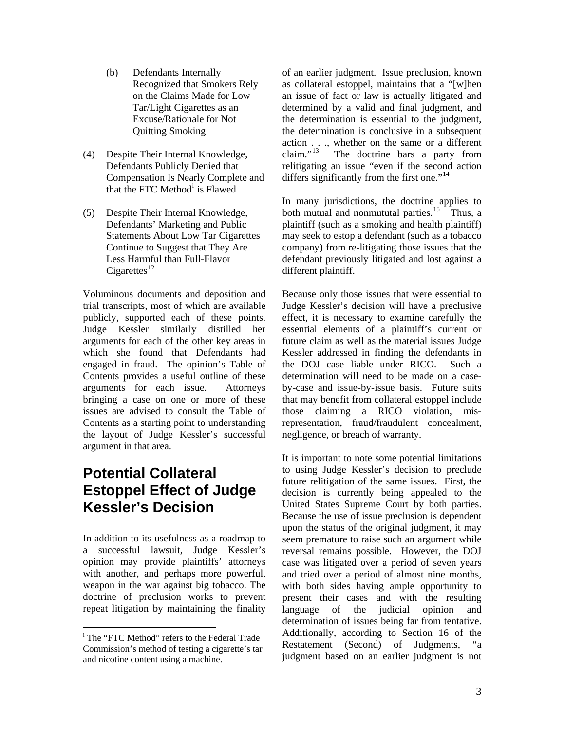(b) Defendants Internally Recognized that Smokers Rely on the Claims Made for Low Tar/Light Cigarettes as an Excuse/Rationale for Not Quitting Smoking

(4) Despite Their Internal Knowledge, Defendants Publicly Denied that Compensation Is Nearly Complete and that the FTC Method[i] is Flawed

(5) Despite Their Internal Knowledge, Defendants' Marketing and Public Statements About Low Tar Cigarettes Continue to Suggest that They Are Less Harmful than Full-Flavor Cigarettes[12]

Voluminous documents and deposition and trial transcripts, most of which are available publicly, supported each of these points. Judge Kessler similarly distilled her arguments for each of the other key areas in which she found that Defendants had engaged in fraud. The opinion's Table of Contents provides a useful outline of these arguments for each issue. Attorneys bringing a case on one or more of these issues are advised to consult the Table of Contents as a starting point to understanding the layout of Judge Kessler's successful argument in that area.

## Potential Collateral Estoppel Effect of Judge Kessler's Decision

In addition to its usefulness as a roadmap to a successful lawsuit, Judge Kessler's opinion may provide plaintiffs' attorneys with another, and perhaps more powerful, weapon in the war against big tobacco. The doctrine of preclusion works to prevent repeat litigation by maintaining the finality of an earlier judgment. Issue preclusion, known as collateral estoppel, maintains that a "[w]hen an issue of fact or law is actually litigated and determined by a valid and final judgment, and the determination is essential to the judgment, the determination is conclusive in a subsequent action . . ., whether on the same or a different claim."[13] The doctrine bars a party from relitigating an issue "even if the second action differs significantly from the first one."[14]

In many jurisdictions, the doctrine applies to both mutual and nonmutual parties.[15] Thus, a plaintiff (such as a smoking and health plaintiff) may seek to estop a defendant (such as a tobacco company) from re-litigating those issues that the defendant previously litigated and lost against a different plaintiff.

Because only those issues that were essential to Judge Kessler's decision will have a preclusive effect, it is necessary to examine carefully the essential elements of a plaintiff's current or future claim as well as the material issues Judge Kessler addressed in finding the defendants in the DOJ case liable under RICO. Such a determination will need to be made on a case-by-case and issue-by-issue basis. Future suits that may benefit from collateral estoppel include those claiming a RICO violation, misrepresentation, fraud/fraudulent concealment, negligence, or breach of warranty.

It is important to note some potential limitations to using Judge Kessler's decision to preclude future relitigation of the same issues. First, the decision is currently being appealed to the United States Supreme Court by both parties. Because the use of issue preclusion is dependent upon the status of the original judgment, it may seem premature to raise such an argument while reversal remains possible. However, the DOJ case was litigated over a period of seven years and tried over a period of almost nine months, with both sides having ample opportunity to present their cases and with the resulting language of the judicial opinion and determination of issues being far from tentative. Additionally, according to Section 16 of the Restatement (Second) of Judgments, "a judgment based on an earlier judgment is not

[i] The "FTC Method" refers to the Federal Trade Commission's method of testing a cigarette's tar and nicotine content using a machine.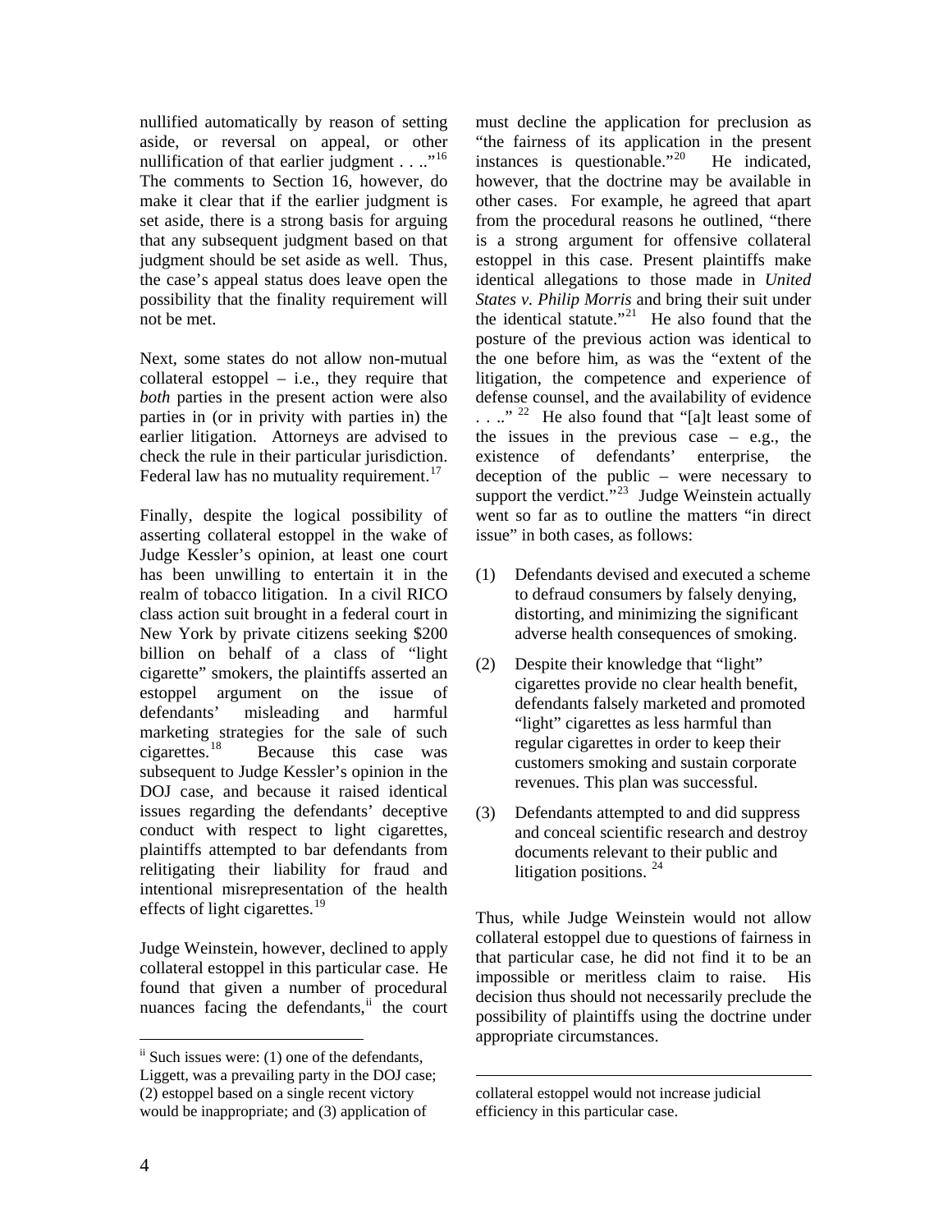nullified automatically by reason of setting aside, or reversal on appeal, or other nullification of that earlier judgment . . ..”[16] The comments to Section 16, however, do make it clear that if the earlier judgment is set aside, there is a strong basis for arguing that any subsequent judgment based on that judgment should be set aside as well. Thus, the case's appeal status does leave open the possibility that the finality requirement will not be met.

Next, some states do not allow non-mutual collateral estoppel – i.e., they require that *both* parties in the present action were also parties in (or in privity with parties in) the earlier litigation. Attorneys are advised to check the rule in their particular jurisdiction. Federal law has no mutuality requirement.[17]

Finally, despite the logical possibility of asserting collateral estoppel in the wake of Judge Kessler's opinion, at least one court has been unwilling to entertain it in the realm of tobacco litigation. In a civil RICO class action suit brought in a federal court in New York by private citizens seeking $200 billion on behalf of a class of "light cigarette" smokers, the plaintiffs asserted an estoppel argument on the issue of defendants' misleading and harmful marketing strategies for the sale of such cigarettes.[18] Because this case was subsequent to Judge Kessler's opinion in the DOJ case, and because it raised identical issues regarding the defendants' deceptive conduct with respect to light cigarettes, plaintiffs attempted to bar defendants from relitigating their liability for fraud and intentional misrepresentation of the health effects of light cigarettes.[19]

Judge Weinstein, however, declined to apply collateral estoppel in this particular case. He found that given a number of procedural nuances facing the defendants,[ii] the court must decline the application for preclusion as "the fairness of its application in the present instances is questionable."[20] He indicated, however, that the doctrine may be available in other cases. For example, he agreed that apart from the procedural reasons he outlined, "there is a strong argument for offensive collateral estoppel in this case. Present plaintiffs make identical allegations to those made in *United States v. Philip Morris* and bring their suit under the identical statute."[21] He also found that the posture of the previous action was identical to the one before him, as was the "extent of the litigation, the competence and experience of defense counsel, and the availability of evidence . . ..”[22] He also found that "[a]t least some of the issues in the previous case – e.g., the existence of defendants' enterprise, the deception of the public – were necessary to support the verdict."[23] Judge Weinstein actually went so far as to outline the matters "in direct issue" in both cases, as follows:

(1) Defendants devised and executed a scheme to defraud consumers by falsely denying, distorting, and minimizing the significant adverse health consequences of smoking.

(2) Despite their knowledge that "light" cigarettes provide no clear health benefit, defendants falsely marketed and promoted "light" cigarettes as less harmful than regular cigarettes in order to keep their customers smoking and sustain corporate revenues. This plan was successful.

(3) Defendants attempted to and did suppress and conceal scientific research and destroy documents relevant to their public and litigation positions. [24]

Thus, while Judge Weinstein would not allow collateral estoppel due to questions of fairness in that particular case, he did not find it to be an impossible or meritless claim to raise. His decision thus should not necessarily preclude the possibility of plaintiffs using the doctrine under appropriate circumstances.

---

[ii] Such issues were: (1) one of the defendants, Liggett, was a prevailing party in the DOJ case; (2) estoppel based on a single recent victory would be inappropriate; and (3) application of collateral estoppel would not increase judicial efficiency in this particular case.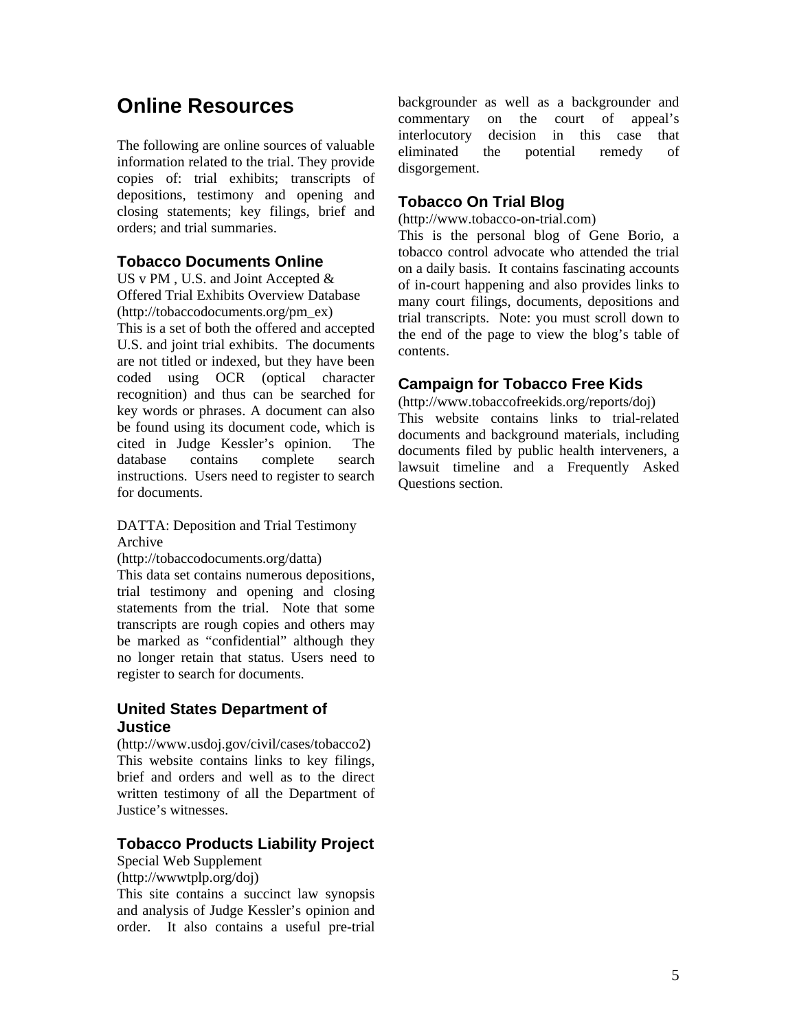# Online Resources

The following are online sources of valuable information related to the trial. They provide copies of: trial exhibits; transcripts of depositions, testimony and opening and closing statements; key filings, brief and orders; and trial summaries.

## Tobacco Documents Online

US v PM , U.S. and Joint Accepted & Offered Trial Exhibits Overview Database (http://tobaccodocuments.org/pm_ex)

This is a set of both the offered and accepted U.S. and joint trial exhibits. The documents are not titled or indexed, but they have been coded using OCR (optical character recognition) and thus can be searched for key words or phrases. A document can also be found using its document code, which is cited in Judge Kessler's opinion. The database contains complete search instructions. Users need to register to search for documents.

DATTA: Deposition and Trial Testimony Archive (http://tobaccodocuments.org/datta)

This data set contains numerous depositions, trial testimony and opening and closing statements from the trial. Note that some transcripts are rough copies and others may be marked as "confidential" although they no longer retain that status. Users need to register to search for documents.

## United States Department of Justice

(http://www.usdoj.gov/civil/cases/tobacco2)

This website contains links to key filings, brief and orders and well as to the direct written testimony of all the Department of Justice's witnesses.

## Tobacco Products Liability Project

Special Web Supplement (http://wwwtplp.org/doj)

This site contains a succinct law synopsis and analysis of Judge Kessler's opinion and order. It also contains a useful pre-trial backgrounder as well as a backgrounder and commentary on the court of appeal's interlocutory decision in this case that eliminated the potential remedy of disgorgement.

## Tobacco On Trial Blog

(http://www.tobacco-on-trial.com)

This is the personal blog of Gene Borio, a tobacco control advocate who attended the trial on a daily basis. It contains fascinating accounts of in-court happening and also provides links to many court filings, documents, depositions and trial transcripts. Note: you must scroll down to the end of the page to view the blog's table of contents.

## Campaign for Tobacco Free Kids

(http://www.tobaccofreekids.org/reports/doj)

This website contains links to trial-related documents and background materials, including documents filed by public health interveners, a lawsuit timeline and a Frequently Asked Questions section.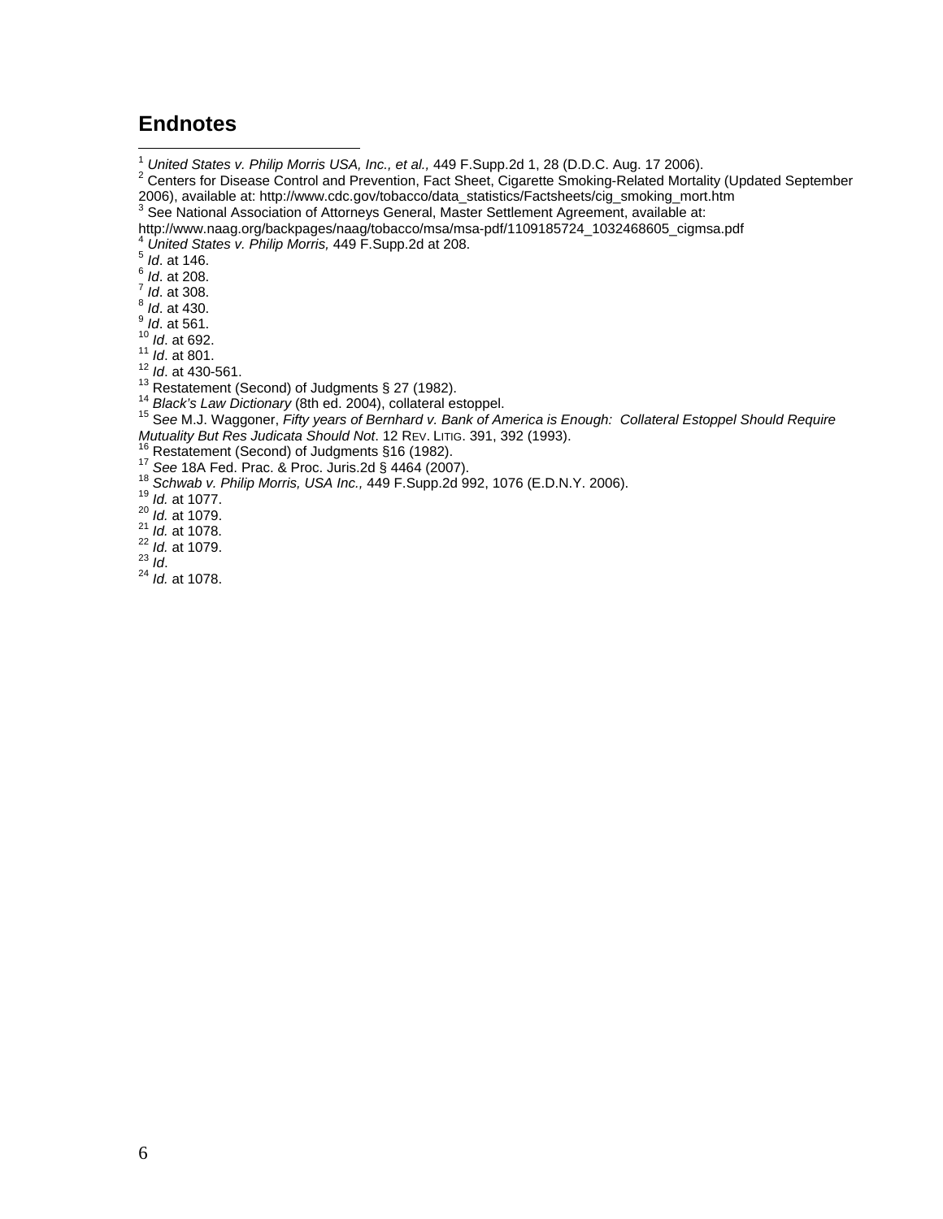## Endnotes

[1] *United States v. Philip Morris USA, Inc., et al.,* 449 F.Supp.2d 1, 28 (D.D.C. Aug. 17 2006).
[2] Centers for Disease Control and Prevention, Fact Sheet, Cigarette Smoking-Related Mortality (Updated September 2006), available at: http://www.cdc.gov/tobacco/data_statistics/Factsheets/cig_smoking_mort.htm
[3] See National Association of Attorneys General, Master Settlement Agreement, available at: http://www.naag.org/backpages/naag/tobacco/msa/msa-pdf/1109185724_1032468605_cigmsa.pdf
[4] *United States v. Philip Morris,* 449 F.Supp.2d at 208.
[5] *Id*. at 146.
[6] *Id*. at 208.
[7] *Id*. at 308.
[8] *Id*. at 430.
[9] *Id*. at 561.
[10] *Id*. at 692.
[11] *Id*. at 801.
[12] *Id*. at 430-561.
[13] Restatement (Second) of Judgments § 27 (1982).
[14] *Black's Law Dictionary* (8th ed. 2004), collateral estoppel.
[15] *See* M.J. Waggoner, *Fifty years of Bernhard v. Bank of America is Enough: Collateral Estoppel Should Require Mutuality But Res Judicata Should Not*. 12 REV. LITIG. 391, 392 (1993).
[16] Restatement (Second) of Judgments §16 (1982).
[17] *See* 18A Fed. Prac. & Proc. Juris.2d § 4464 (2007).
[18] *Schwab v. Philip Morris, USA Inc.,* 449 F.Supp.2d 992, 1076 (E.D.N.Y. 2006).
[19] *Id.* at 1077.
[20] *Id.* at 1079.
[21] *Id.* at 1078.
[22] *Id.* at 1079.
[23] *Id*.
[24] *Id.* at 1078.